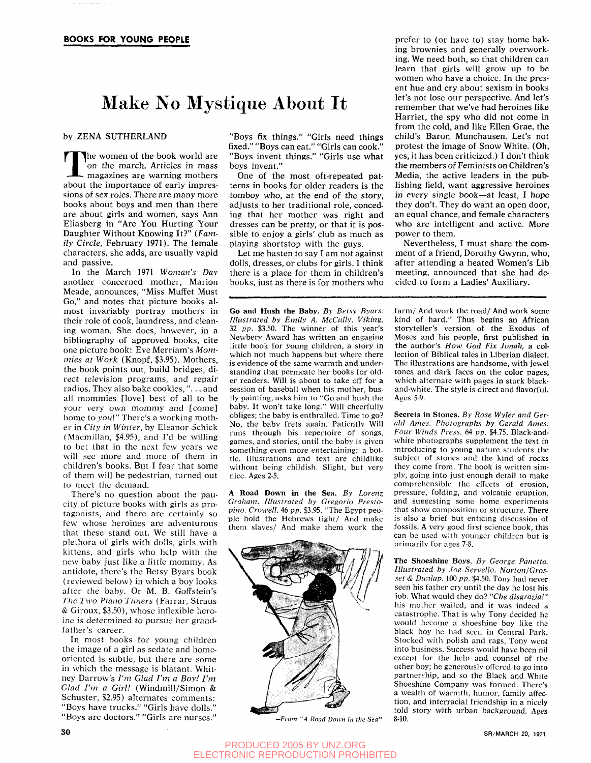BOOKS FOR YOUNG PEOPLE

# Make No Mystique About It

by ZENA SUTHERLAND

The women of the book world are on the march. Articles in mass magazines are warning mothers about the importance of early impressions of sex roles. There are many more books about boys and men than there are about girls and women, says Ann Eliasberg in "Are You Hurting Your Daughter Without Knowing It?" (*Family Circle*, February 1971). The female characters, she adds, are usually vapid and passive.

In the March 1971 *Woman's Day* another concerned mother, Marion Meade, announces, "Miss Muffet Must Go," and notes that picture books almost invariably portray mothers in their role of cook, laundress, and cleaning woman. She does, however, in a bibliography of approved books, cite one picture book: Eve Merriam's *Mommies at Work* (Knopf, $3.95). Mothers, the book points out, build bridges, direct television programs, and repair radios. They also bake cookies, "... and all mommies [love] best of all to be your very own mommy and [come] home to *you*!" There's a working mother in *City in Winter*, by Eleanor Schick (Macmillan, $4.95), and I'd be willing to bet that in the next few years we will see more and more of them in children's books. But I fear that some of them will be pedestrian, turned out to meet the demand.

There's no question about the paucity of picture books with girls as protagonists, and there are certainly so few whose heroines are adventurous that these stand out. We still have a plethora of girls with dolls, girls with kittens, and girls who help with the new baby just like a little mommy. As antidote, there's the Betsy Byars book (reviewed below) in which a boy looks after the baby. Or M. B. Goffstein's *The Two Piano Tuners* (Farrar, Straus & Giroux, $3.50), whose inflexible heroine is determined to pursue her grandfather's career.

In most books for young children the image of a girl as sedate and home-oriented is subtle, but there are some in which the message is blatant. Whitney Darrow's *I'm Glad I'm a Boy! I'm Glad I'm a Girl!* (Windmill/Simon & Schuster, $2.95) alternates comments: "Boys have trucks." "Girls have dolls." "Boys are doctors." "Girls are nurses." "Boys fix things." "Girls need things fixed." "Boys can eat." "Girls can cook." "Boys invent things." "Girls use what boys invent."

One of the most oft-repeated patterns in books for older readers is the tomboy who, at the end of the story, adjusts to her traditional role, conceding that her mother was right and dresses can be pretty, or that it is possible to enjoy a girls' club as much as playing shortstop with the guys.

Let me hasten to say I am not against dolls, dresses, or clubs for girls. I think there is a place for them in children's books, just as there is for mothers who prefer to (or have to) stay home baking brownies and generally overworking. We need both, so that children can learn that girls will grow up to be women who have a choice. In the present hue and cry about sexism in books let's not lose our perspective. And let's remember that we've had heroines like Harriet, the spy who did not come in from the cold, and like Ellen Grae, the child's Baron Munchausen. Let's not protest the image of Snow White. (Oh, yes, it has been criticized.) I don't think the members of Feminists on Children's Media, the active leaders in the publishing field, want aggressive heroines in every single book—at least, I hope they don't. They do want an open door, an equal chance, and female characters who are intelligent and active. More power to them.

Nevertheless, I must share the comment of a friend, Dorothy Gwynn, who, after attending a heated Women's Lib meeting, announced that she had decided to form a Ladies' Auxiliary.

---

**Go and Hush the Baby.** *By Betsy Byars. Illustrated by Emily A. McCully. Viking. 32 pp.* $3.50. The winner of this year's Newbery Award has written an engaging little book for young children, a story in which not much happens but where there is evidence of the same warmth and understanding that permeate her books for older readers. Will is about to take off for a session of baseball when his mother, busily painting, asks him to "Go and hush the baby. It won't take long." Will cheerfully obliges; the baby is enthralled. Time to go? No, the baby frets again. Patiently Will runs through his repertoire of songs, games, and stories, until the baby is given something even more entertaining: a bottle. Illustrations and text are childlike without being childish. Slight, but very nice. Ages 2-5.

**A Road Down in the Sea.** *By Lorenz Graham. Illustrated by Gregorio Prestopino. Crowell. 46 pp.* $3.95. "The Egypt people hold the Hebrews tight/ And make them slaves/ And make them work the farm/ And work the road/ And work some kind of hard." Thus begins an African storyteller's version of the Exodus of Moses and his people, first published in the author's *How God Fix Jonah*, a collection of Biblical tales in Liberian dialect. The illustrations are handsome, with jewel tones and dark faces on the color pages, which alternate with pages in stark black-and-white. The style is direct and flavorful. Ages 5-9.

*—From "A Road Down in the Sea"*

**Secrets in Stones.** *By Rose Wyler and Gerald Ames. Photographs by Gerald Ames. Four Winds Press. 64 pp.* $4.75. Black-and-white photographs supplement the text in introducing to young nature students the subject of stones and the kind of rocks they come from. The book is written simply, going into just enough detail to make comprehensible the effects of erosion, pressure, folding, and volcanic eruption, and suggesting some home experiments that show composition or structure. There is also a brief but enticing discussion of fossils. A very good first science book, this can be used with younger children but is primarily for ages 7-8.

**The Shoeshine Boys.** *By George Panetta. Illustrated by Joe Servello. Norton/Grosset & Dunlap. 100 pp.* $4.50. Tony had never seen his father cry until the day he lost his job. What would they do? *"Che disgrazia!"* his mother wailed, and it was indeed a catastrophe. That is why Tony decided he would become a shoeshine boy like the black boy he had seen in Central Park. Stocked with polish and rags, Tony went into business. Success would have been nil except for the help and counsel of the other boy; he generously offered to go into partnership, and so the Black and White Shoeshine Company was formed. There's a wealth of warmth, humor, family affection, and interracial friendship in a nicely told story with urban background. Ages 8-10.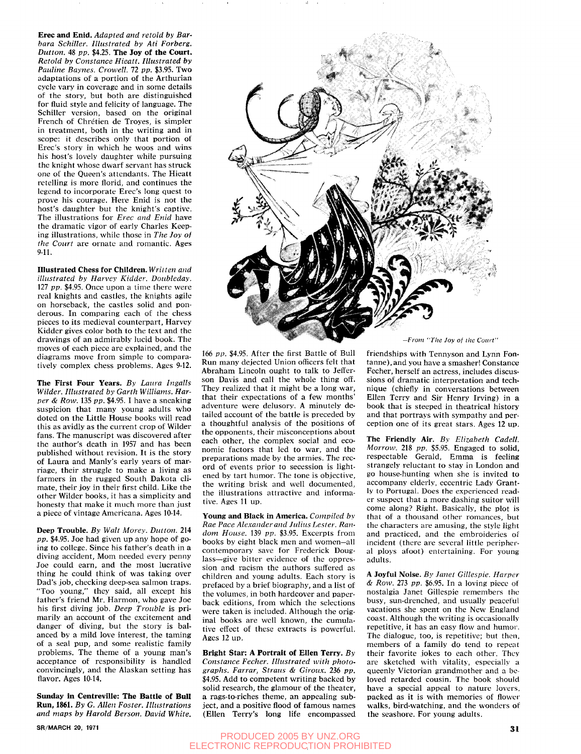**Erec and Enid.** *Adapted and retold by Barbara Schiller. Illustrated by Ati Forberg. Dutton. 48 pp.* $4.25. **The Joy of the Court.** *Retold by Constance Hieatt. Illustrated by Pauline Baynes. Crowell. 72 pp.* $3.95. Two adaptations of a portion of the Arthurian cycle vary in coverage and in some details of the story, but both are distinguished for fluid style and felicity of language. The Schiller version, based on the original French of Chrétien de Troyes, is simpler in treatment, both in the writing and in scope: it describes only that portion of Erec's story in which he woos and wins his host's lovely daughter while pursuing the knight whose dwarf servant has struck one of the Queen's attendants. The Hieatt retelling is more florid, and continues the legend to incorporate Erec's long quest to prove his courage. Here Enid is not the host's daughter but the knight's captive. The illustrations for *Erec and Enid* have the dramatic vigor of early Charles Keeping illustrations, while those in *The Joy of the Court* are ornate and romantic. Ages 9-11.

—*From "The Joy of the Court"*

**Illustrated Chess for Children.** *Written and illustrated by Harvey Kidder. Doubleday. 127 pp.* $4.95. Once upon a time there were real knights and castles, the knights agile on horseback, the castles solid and ponderous. In comparing each of the chess pieces to its medieval counterpart, Harvey Kidder gives color both to the text and the drawings of an admirably lucid book. The moves of each piece are explained, and the diagrams move from simple to comparatively complex chess problems. Ages 9-12.

**The First Four Years.** *By Laura Ingalls Wilder. Illustrated by Garth Williams. Harper & Row. 135 pp.* $4.95. I have a sneaking suspicion that many young adults who doted on the Little House books will read this as avidly as the current crop of Wilder fans. The manuscript was discovered after the author's death in 1957 and has been published without revision. It is the story of Laura and Manly's early years of marriage, their struggle to make a living as farmers in the rugged South Dakota climate, their joy in their first child. Like the other Wilder books, it has a simplicity and honesty that make it much more than just a piece of vintage Americana. Ages 10-14.

**Deep Trouble.** *By Walt Morey. Dutton. 214 pp.* $4.95. Joe had given up any hope of going to college. Since his father's death in a diving accident, Mom needed every penny Joe could earn, and the most lucrative thing he could think of was taking over Dad's job, checking deep-sea salmon traps. "Too young," they said, all except his father's friend Mr. Harmon, who gave Joe his first diving job. *Deep Trouble* is primarily an account of the excitement and danger of diving, but the story is balanced by a mild love interest, the taming of a seal pup, and some realistic family problems. The theme of a young man's acceptance of responsibility is handled convincingly, and the Alaskan setting has flavor. Ages 10-14.

**Sunday in Centreville: The Battle of Bull Run, 1861.** *By G. Allen Foster. Illustrations and maps by Harold Berson. David White. 166 pp.* $4.95. After the first Battle of Bull Run many dejected Union officers felt that Abraham Lincoln ought to talk to Jefferson Davis and call the whole thing off. They realized that it might be a long war, that their expectations of a few months' adventure were delusory. A minutely detailed account of the battle is preceded by a thoughtful analysis of the positions of the opponents, their misconceptions about each other, the complex social and economic factors that led to war, and the preparations made by the armies. The record of events prior to secession is lightened by tart humor. The tone is objective, the writing brisk and well documented, the illustrations attractive and informative. Ages 11 up.

**Young and Black in America.** *Compiled by Rae Pace Alexander and Julius Lester. Random House. 139 pp.* $3.95. Excerpts from books by eight black men and women—all contemporary save for Frederick Douglass—give bitter evidence of the oppression and racism the authors suffered as children and young adults. Each story is prefaced by a brief biography, and a list of the volumes, in both hardcover and paperback editions, from which the selections were taken is included. Although the original books are well known, the cumulative effect of these extracts is powerful. Ages 12 up.

**Bright Star: A Portrait of Ellen Terry.** *By Constance Fecher. Illustrated with photographs. Farrar, Straus & Giroux. 236 pp.* $4.95. Add to competent writing backed by solid research, the glamour of the theater, a rags-to-riches theme, an appealing subject, and a positive flood of famous names (Ellen Terry's long life encompassed friendships with Tennyson and Lynn Fontanne), and you have a smasher! Constance Fecher, herself an actress, includes discussions of dramatic interpretation and technique (chiefly in conversations between Ellen Terry and Sir Henry Irving) in a book that is steeped in theatrical history and that portrays with sympathy and perception one of its great stars. Ages 12 up.

**The Friendly Air.** *By Elizabeth Cadell. Morrow. 218 pp.* $5.95. Engaged to solid, respectable Gerald, Emma is feeling strangely reluctant to stay in London and go house-hunting when she is invited to accompany elderly, eccentric Lady Grantly to Portugal. Does the experienced reader suspect that a more dashing suitor will come along? Right. Basically, the plot is that of a thousand other romances, but the characters are amusing, the style light and practiced, and the embroideries of incident (there are several little peripheral ploys afoot) entertaining. For young adults.

**A Joyful Noise.** *By Janet Gillespie. Harper & Row. 273 pp.* $6.95. In a loving piece of nostalgia Janet Gillespie remembers the busy, sun-drenched, and usually peaceful vacations she spent on the New England coast. Although the writing is occasionally repetitive, it has an easy flow and humor. The dialogue, too, is repetitive; but then, members of a family do tend to repeat their favorite jokes to each other. They are sketched with vitality, especially a queenly Victorian grandmother and a beloved retarded cousin. The book should have a special appeal to nature lovers, packed as it is with memories of flower walks, bird-watching, and the wonders of the seashore. For young adults.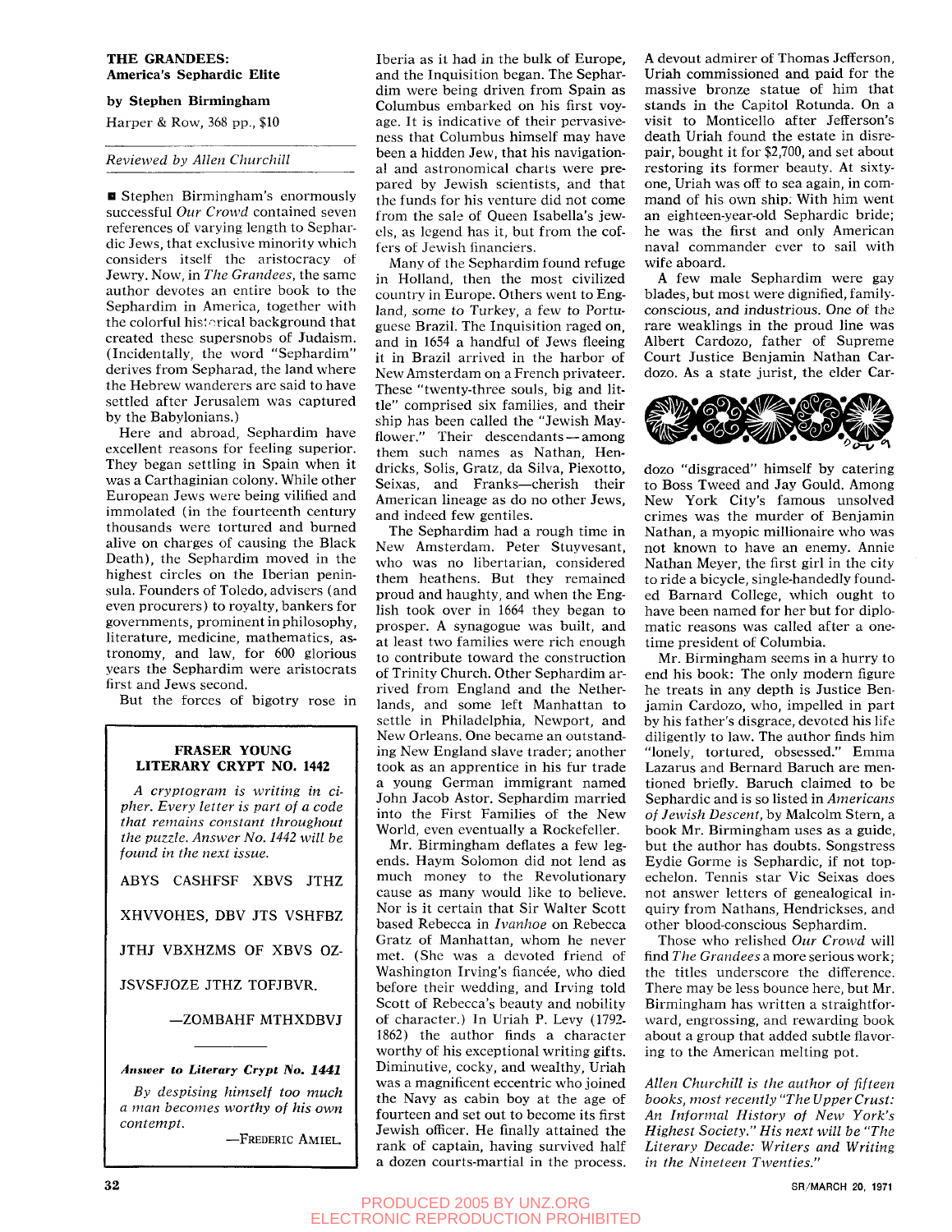**THE GRANDEES: America's Sephardic Elite**

**by Stephen Birmingham**

Harper & Row, 368 pp., $10

*Reviewed by Allen Churchill*

Stephen Birmingham's enormously successful *Our Crowd* contained seven references of varying length to Sephardic Jews, that exclusive minority which considers itself the aristocracy of Jewry. Now, in *The Grandees*, the same author devotes an entire book to the Sephardim in America, together with the colorful historical background that created these supersnobs of Judaism. (Incidentally, the word "Sephardim" derives from Sepharad, the land where the Hebrew wanderers are said to have settled after Jerusalem was captured by the Babylonians.)

Here and abroad, Sephardim have excellent reasons for feeling superior. They began settling in Spain when it was a Carthaginian colony. While other European Jews were being vilified and immolated (in the fourteenth century thousands were tortured and burned alive on charges of causing the Black Death), the Sephardim moved in the highest circles on the Iberian peninsula. Founders of Toledo, advisers (and even procurers) to royalty, bankers for governments, prominent in philosophy, literature, medicine, mathematics, astronomy, and law, for 600 glorious years the Sephardim were aristocrats first and Jews second.

But the forces of bigotry rose in Iberia as it had in the bulk of Europe, and the Inquisition began. The Sephardim were being driven from Spain as Columbus embarked on his first voyage. It is indicative of their pervasiveness that Columbus himself may have been a hidden Jew, that his navigational and astronomical charts were prepared by Jewish scientists, and that the funds for his venture did not come from the sale of Queen Isabella's jewels, as legend has it, but from the coffers of Jewish financiers.

Many of the Sephardim found refuge in Holland, then the most civilized country in Europe. Others went to England, some to Turkey, a few to Portuguese Brazil. The Inquisition raged on, and in 1654 a handful of Jews fleeing it in Brazil arrived in the harbor of New Amsterdam on a French privateer. These "twenty-three souls, big and little" comprised six families, and their ship has been called the "Jewish Mayflower." Their descendants—among them such names as Nathan, Hendricks, Solis, Gratz, da Silva, Piexotto, Seixas, and Franks—cherish their American lineage as do no other Jews, and indeed few gentiles.

The Sephardim had a rough time in New Amsterdam. Peter Stuyvesant, who was no libertarian, considered them heathens. But they remained proud and haughty, and when the English took over in 1664 they began to prosper. A synagogue was built, and at least two families were rich enough to contribute toward the construction of Trinity Church. Other Sephardim arrived from England and the Netherlands, and some left Manhattan to settle in Philadelphia, Newport, and New Orleans. One became an outstanding New England slave trader; another took as an apprentice in his fur trade a young German immigrant named John Jacob Astor. Sephardim married into the First Families of the New World, even eventually a Rockefeller.

Mr. Birmingham deflates a few legends. Haym Solomon did not lend as much money to the Revolutionary cause as many would like to believe. Nor is it certain that Sir Walter Scott based Rebecca in *Ivanhoe* on Rebecca Gratz of Manhattan, whom he never met. (She was a devoted friend of Washington Irving's fiancée, who died before their wedding, and Irving told Scott of Rebecca's beauty and nobility of character.) In Uriah P. Levy (1792-1862) the author finds a character worthy of his exceptional writing gifts. Diminutive, cocky, and wealthy, Uriah was a magnificent eccentric who joined the Navy as cabin boy at the age of fourteen and set out to become its first Jewish officer. He finally attained the rank of captain, having survived half a dozen courts-martial in the process. A devout admirer of Thomas Jefferson, Uriah commissioned and paid for the massive bronze statue of him that stands in the Capitol Rotunda. On a visit to Monticello after Jefferson's death Uriah found the estate in disrepair, bought it for $2,700, and set about restoring its former beauty. At sixty-one, Uriah was off to sea again, in command of his own ship. With him went an eighteen-year-old Sephardic bride; he was the first and only American naval commander ever to sail with wife aboard.

A few male Sephardim were gay blades, but most were dignified, family-conscious, and industrious. One of the rare weaklings in the proud line was Albert Cardozo, father of Supreme Court Justice Benjamin Nathan Cardozo. As a state jurist, the elder Cardozo "disgraced" himself by catering to Boss Tweed and Jay Gould. Among New York City's famous unsolved crimes was the murder of Benjamin Nathan, a myopic millionaire who was not known to have an enemy. Annie Nathan Meyer, the first girl in the city to ride a bicycle, single-handedly founded Barnard College, which ought to have been named for her but for diplomatic reasons was called after a one-time president of Columbia.

Mr. Birmingham seems in a hurry to end his book: The only modern figure he treats in any depth is Justice Benjamin Cardozo, who, impelled in part by his father's disgrace, devoted his life diligently to law. The author finds him "lonely, tortured, obsessed." Emma Lazarus and Bernard Baruch are mentioned briefly. Baruch claimed to be Sephardic and is so listed in *Americans of Jewish Descent*, by Malcolm Stern, a book Mr. Birmingham uses as a guide, but the author has doubts. Songstress Eydie Gorme is Sephardic, if not top-echelon. Tennis star Vic Seixas does not answer letters of genealogical inquiry from Nathans, Hendrickses, and other blood-conscious Sephardim.

Those who relished *Our Crowd* will find *The Grandees* a more serious work; the titles underscore the difference. There may be less bounce here, but Mr. Birmingham has written a straightforward, engrossing, and rewarding book about a group that added subtle flavoring to the American melting pot.

*Allen Churchill is the author of fifteen books, most recently "The Upper Crust: An Informal History of New York's Highest Society." His next will be "The Literary Decade: Writers and Writing in the Nineteen Twenties."*

---

**FRASER YOUNG LITERARY CRYPT NO. 1442**

*A cryptogram is writing in cipher. Every letter is part of a code that remains constant throughout the puzzle. Answer No. 1442 will be found in the next issue.*

ABYS CASHFSF XBVS JTHZ XHVVOHES, DBV JTS VSHFBZ JTHJ VBXHZMS OF XBVS OZJSVSFJOZE JTHZ TOFJBVR.

—ZOMBAHF MTHXDBVJ

**Answer to Literary Crypt No. 1441**

*By despising himself too much a man becomes worthy of his own contempt.*

—Frederic Amiel.